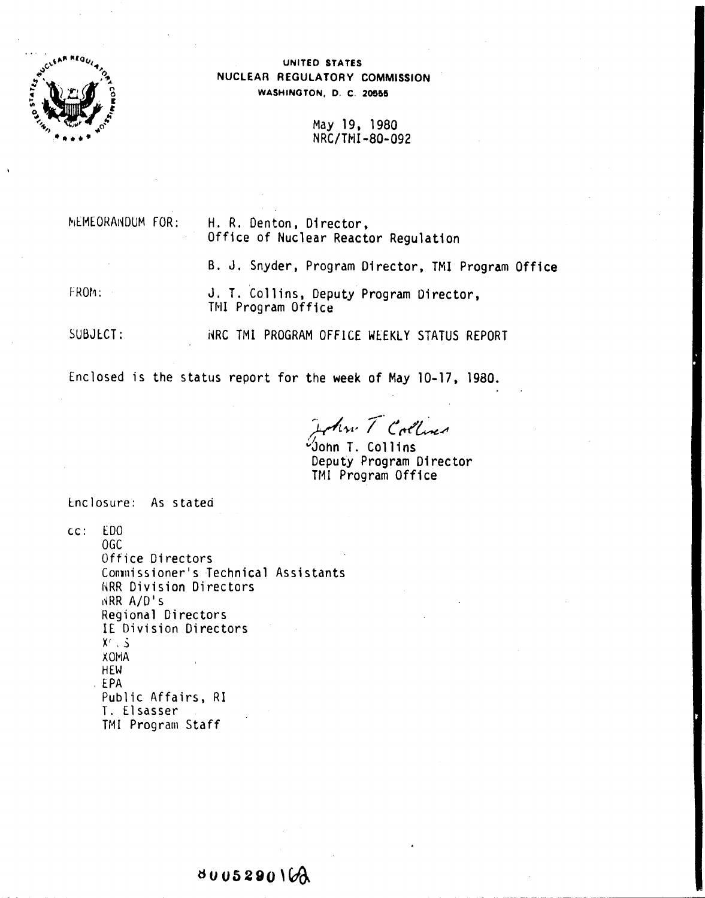UNITED STATES
NUCLEAR REGULATORY COMMISSION
WASHINGTON, D. C. 20555

May 19, 1980
NRC/TMI-80-092

MEMEORANDUM FOR: H. R. Denton, Director,
Office of Nuclear Reactor Regulation

B. J. Snyder, Program Director, TMI Program Office

FROM: J. T. Collins, Deputy Program Director,
TMI Program Office

SUBJECT: NRC TMI PROGRAM OFFICE WEEKLY STATUS REPORT

Enclosed is the status report for the week of May 10-17, 1980.

John T. Collins
Deputy Program Director
TMI Program Office

Enclosure: As stated

cc: EDO
OGC
Office Directors
Commissioner's Technical Assistants
NRR Division Directors
NRR A/D's
Regional Directors
IE Division Directors
X'.S
XOMA
HEW
EPA
Public Affairs, RI
T. Elsasser
TMI Program Staff

8005290162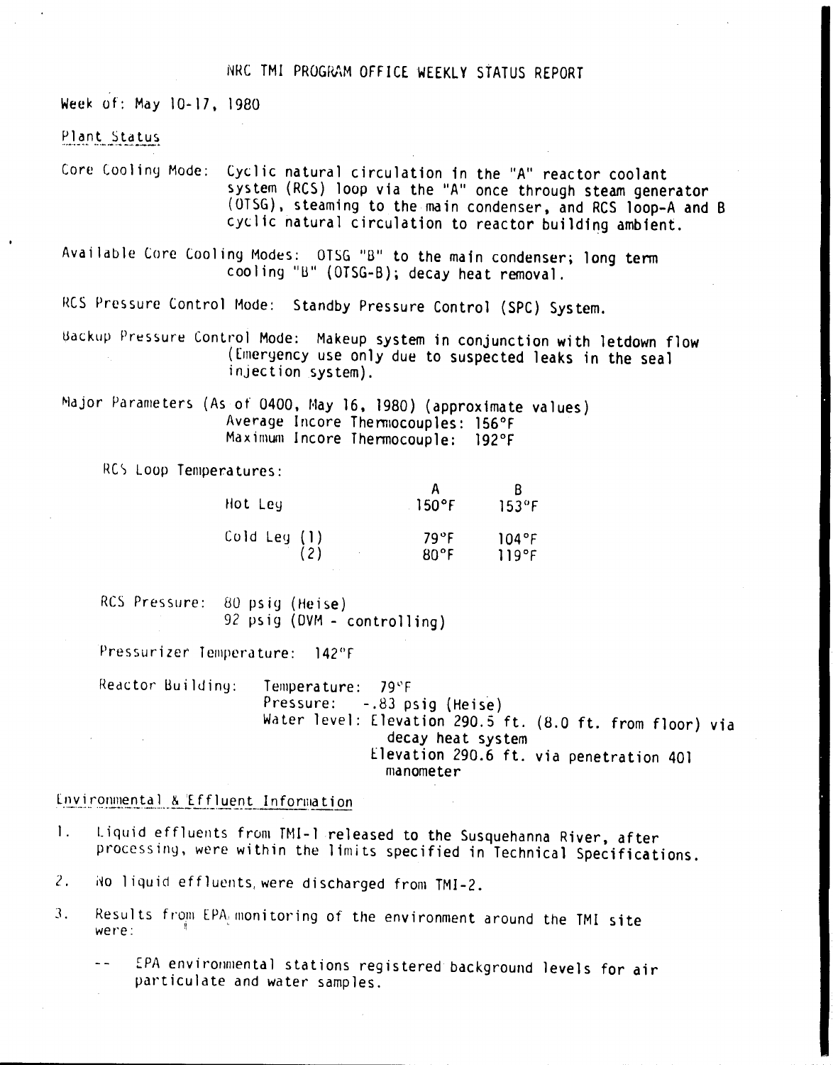# NRC TMI PROGRAM OFFICE WEEKLY STATUS REPORT

Week of: May 10-17, 1980

## Plant Status

Core Cooling Mode: Cyclic natural circulation in the "A" reactor coolant system (RCS) loop via the "A" once through steam generator (OTSG), steaming to the main condenser, and RCS loop-A and B cyclic natural circulation to reactor building ambient.

Available Core Cooling Modes: OTSG "B" to the main condenser; long term cooling "B" (OTSG-B); decay heat removal.

RCS Pressure Control Mode: Standby Pressure Control (SPC) System.

Backup Pressure Control Mode: Makeup system in conjunction with letdown flow (Emergency use only due to suspected leaks in the seal injection system).

Major Parameters (As of 0400, May 16, 1980) (approximate values)
Average Incore Thermocouples: 156°F
Maximum Incore Thermocouple: 192°F

RCS Loop Temperatures:

| | A | B |
|---|---|---|
| Hot Leg | 150°F | 153°F |
| Cold Leg (1) | 79°F | 104°F |
| (2) | 80°F | 119°F |

RCS Pressure: 80 psig (Heise)
92 psig (DVM - controlling)

Pressurizer Temperature: 142°F

Reactor Building: Temperature: 79°F
Pressure: -.83 psig (Heise)
Water level: Elevation 290.5 ft. (8.0 ft. from floor) via decay heat system
Elevation 290.6 ft. via penetration 401 manometer

## Environmental & Effluent Information

1. Liquid effluents from TMI-1 released to the Susquehanna River, after processing, were within the limits specified in Technical Specifications.

2. No liquid effluents were discharged from TMI-2.

3. Results from EPA monitoring of the environment around the TMI site were:

   -- EPA environmental stations registered background levels for air particulate and water samples.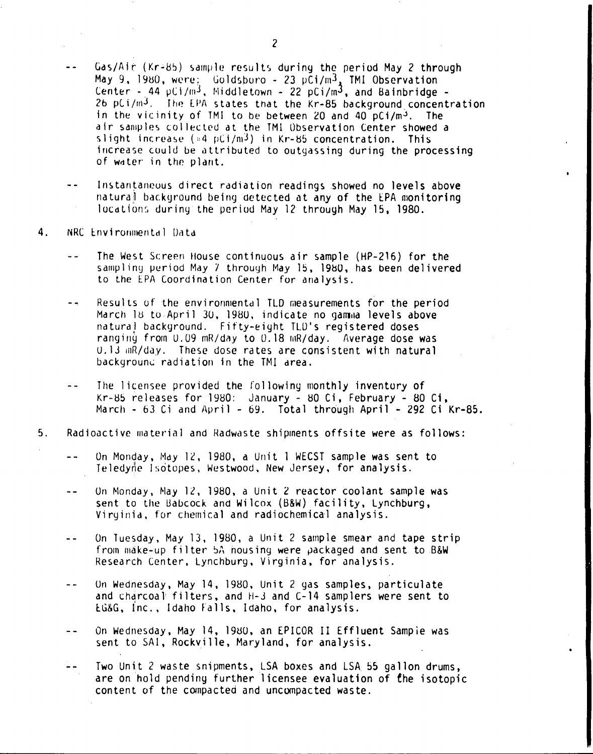-- Gas/Air (Kr-85) sample results during the period May 2 through May 9, 1980, were: Goldsboro - 23 pCi/m$^3$, TMI Observation Center - 44 pCi/m$^3$, Middletown - 22 pCi/m$^3$, and Bainbridge - 26 pCi/m$^3$. The EPA states that the Kr-85 background concentration in the vicinity of TMI to be between 20 and 40 pCi/m$^3$. The air samples collected at the TMI Observation Center showed a slight increase ($\approx$4 pCi/m$^3$) in Kr-85 concentration. This increase could be attributed to outgassing during the processing of water in the plant.

-- Instantaneous direct radiation readings showed no levels above natural background being detected at any of the EPA monitoring locations during the period May 12 through May 15, 1980.

4. NRC Environmental Data

-- The West Screen House continuous air sample (HP-216) for the sampling period May 7 through May 15, 1980, has been delivered to the EPA Coordination Center for analysis.

-- Results of the environmental TLD measurements for the period March 18 to April 30, 1980, indicate no gamma levels above natural background. Fifty-eight TLD's registered doses ranging from 0.09 mR/day to 0.18 mR/day. Average dose was 0.13 mR/day. These dose rates are consistent with natural background radiation in the TMI area.

-- The licensee provided the following monthly inventory of Kr-85 releases for 1980: January - 80 Ci, February - 80 Ci, March - 63 Ci and April - 69. Total through April - 292 Ci Kr-85.

5. Radioactive material and Radwaste shipments offsite were as follows:

-- On Monday, May 12, 1980, a Unit 1 WECST sample was sent to Teledyne Isotopes, Westwood, New Jersey, for analysis.

-- On Monday, May 12, 1980, a Unit 2 reactor coolant sample was sent to the Babcock and Wilcox (B&W) facility, Lynchburg, Virginia, for chemical and radiochemical analysis.

-- On Tuesday, May 13, 1980, a Unit 2 sample smear and tape strip from make-up filter 5A housing were packaged and sent to B&W Research Center, Lynchburg, Virginia, for analysis.

-- On Wednesday, May 14, 1980, Unit 2 gas samples, particulate and charcoal filters, and H-3 and C-14 samplers were sent to EG&G, Inc., Idaho Falls, Idaho, for analysis.

-- On Wednesday, May 14, 1980, an EPICOR II Effluent Sample was sent to SAI, Rockville, Maryland, for analysis.

-- Two Unit 2 waste shipments, LSA boxes and LSA 55 gallon drums, are on hold pending further licensee evaluation of the isotopic content of the compacted and uncompacted waste.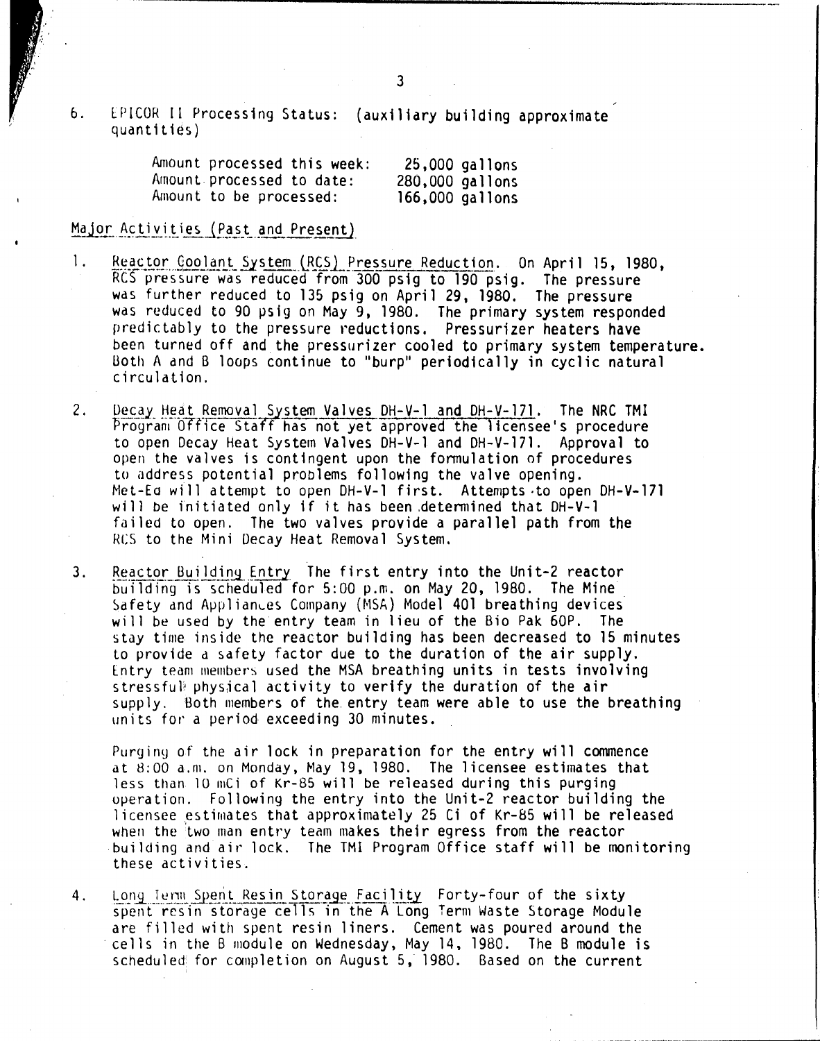6. EPICOR II Processing Status: (auxiliary building approximate quantities)

| | |
|---|---|
| Amount processed this week: | 25,000 gallons |
| Amount processed to date: | 280,000 gallons |
| Amount to be processed: | 166,000 gallons |

## Major Activities (Past and Present)

1. Reactor Coolant System (RCS) Pressure Reduction. On April 15, 1980, RCS pressure was reduced from 300 psig to 190 psig. The pressure was further reduced to 135 psig on April 29, 1980. The pressure was reduced to 90 psig on May 9, 1980. The primary system responded predictably to the pressure reductions. Pressurizer heaters have been turned off and the pressurizer cooled to primary system temperature. Both A and B loops continue to "burp" periodically in cyclic natural circulation.

2. Decay Heat Removal System Valves DH-V-1 and DH-V-171. The NRC TMI Program Office Staff has not yet approved the licensee's procedure to open Decay Heat System Valves DH-V-1 and DH-V-171. Approval to open the valves is contingent upon the formulation of procedures to address potential problems following the valve opening. Met-Ed will attempt to open DH-V-1 first. Attempts to open DH-V-171 will be initiated only if it has been determined that DH-V-1 failed to open. The two valves provide a parallel path from the RCS to the Mini Decay Heat Removal System.

3. Reactor Building Entry The first entry into the Unit-2 reactor building is scheduled for 5:00 p.m. on May 20, 1980. The Mine Safety and Appliances Company (MSA) Model 401 breathing devices will be used by the entry team in lieu of the Bio Pak 60P. The stay time inside the reactor building has been decreased to 15 minutes to provide a safety factor due to the duration of the air supply. Entry team members used the MSA breathing units in tests involving stressful physical activity to verify the duration of the air supply. Both members of the entry team were able to use the breathing units for a period exceeding 30 minutes.

   Purging of the air lock in preparation for the entry will commence at 8:00 a.m. on Monday, May 19, 1980. The licensee estimates that less than 10 mCi of Kr-85 will be released during this purging operation. Following the entry into the Unit-2 reactor building the licensee estimates that approximately 25 Ci of Kr-85 will be released when the two man entry team makes their egress from the reactor building and air lock. The TMI Program Office staff will be monitoring these activities.

4. Long Term Spent Resin Storage Facility Forty-four of the sixty spent resin storage cells in the A Long Term Waste Storage Module are filled with spent resin liners. Cement was poured around the cells in the B module on Wednesday, May 14, 1980. The B module is scheduled for completion on August 5, 1980. Based on the current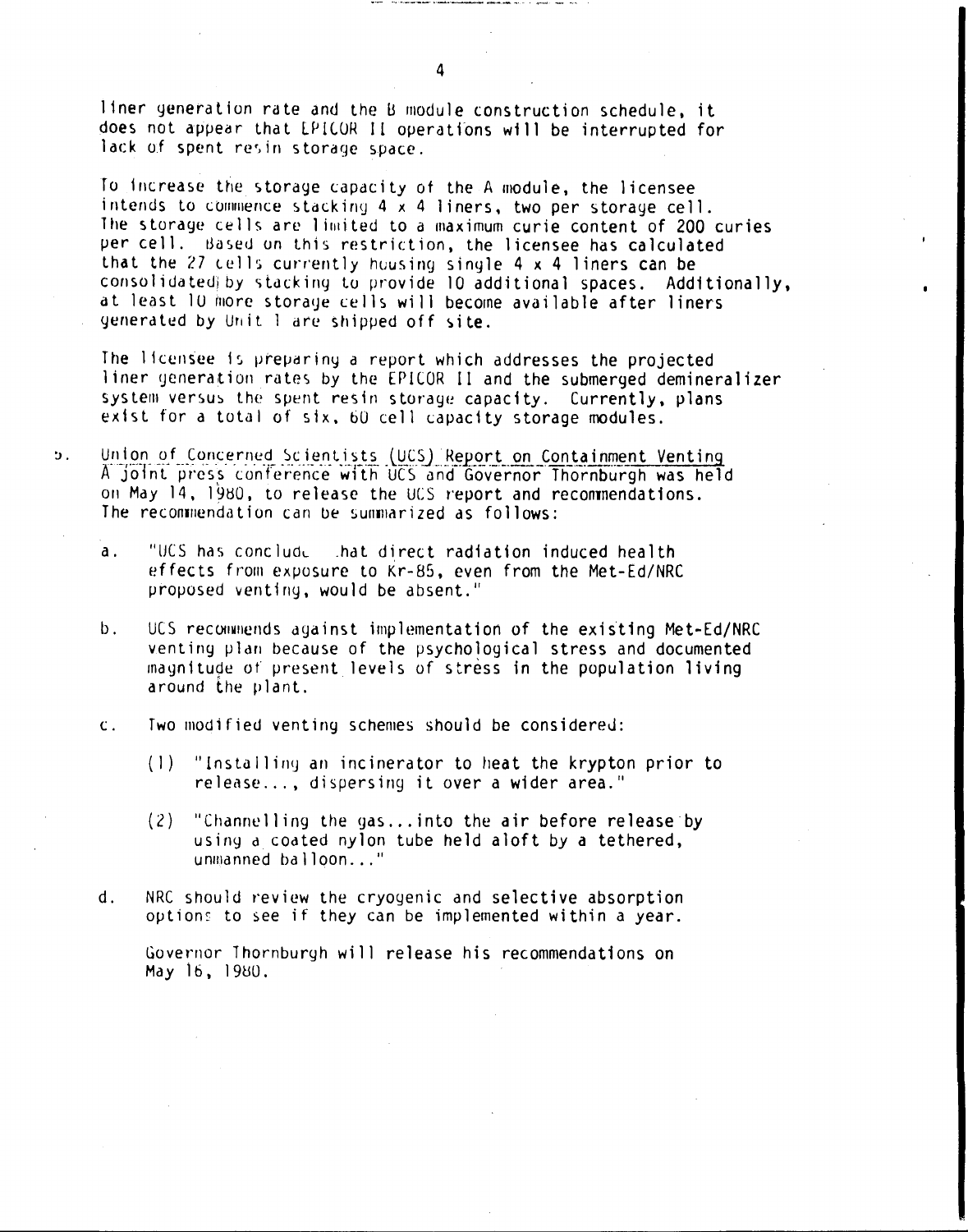liner generation rate and the B module construction schedule, it does not appear that EPICOR II operations will be interrupted for lack of spent resin storage space.

To increase the storage capacity of the A module, the licensee intends to commence stacking 4 x 4 liners, two per storage cell. The storage cells are limited to a maximum curie content of 200 curies per cell. Based on this restriction, the licensee has calculated that the 27 cells currently housing single 4 x 4 liners can be consolidated by stacking to provide 10 additional spaces. Additionally, at least 10 more storage cells will become available after liners generated by Unit 1 are shipped off site.

The licensee is preparing a report which addresses the projected liner generation rates by the EPICOR II and the submerged demineralizer system versus the spent resin storage capacity. Currently, plans exist for a total of six, 60 cell capacity storage modules.

5. Union of Concerned Scientists (UCS) Report on Containment Venting
A joint press conference with UCS and Governor Thornburgh was held on May 14, 1980, to release the UCS report and recommendations. The recommendation can be summarized as follows:

   a. "UCS has conclude that direct radiation induced health effects from exposure to Kr-85, even from the Met-Ed/NRC proposed venting, would be absent."

   b. UCS recommends against implementation of the existing Met-Ed/NRC venting plan because of the psychological stress and documented magnitude of present levels of stress in the population living around the plant.

   c. Two modified venting schemes should be considered:

      (1) "Installing an incinerator to heat the krypton prior to release..., dispersing it over a wider area."

      (2) "Channelling the gas...into the air before release by using a coated nylon tube held aloft by a tethered, unmanned balloon..."

   d. NRC should review the cryogenic and selective absorption options to see if they can be implemented within a year.

   Governor Thornburgh will release his recommendations on May 16, 1980.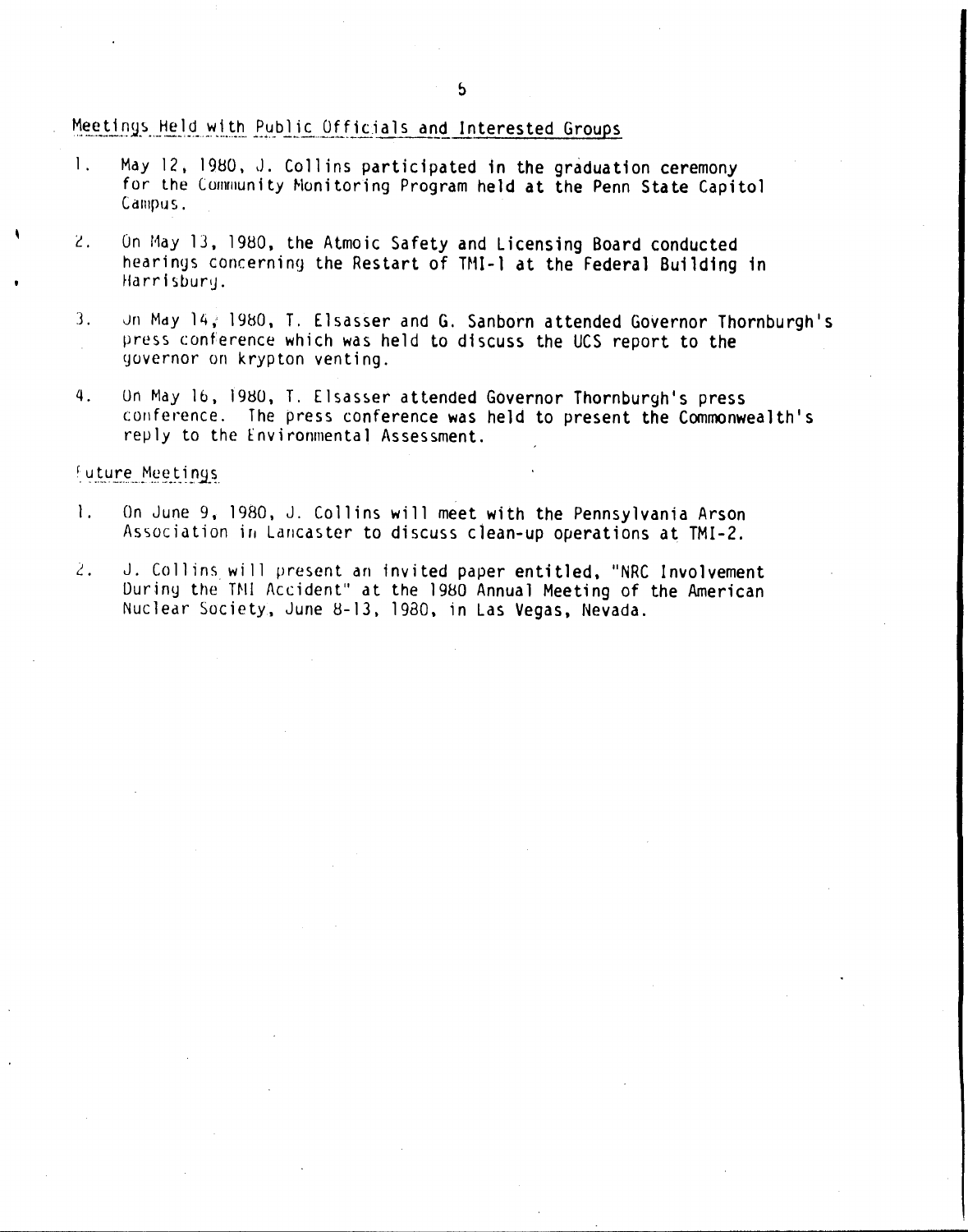Meetings Held with Public Officials and Interested Groups

1. May 12, 1980, J. Collins participated in the graduation ceremony for the Community Monitoring Program held at the Penn State Capitol Campus.

2. On May 13, 1980, the Atmoic Safety and Licensing Board conducted hearings concerning the Restart of TMI-1 at the Federal Building in Harrisburg.

3. On May 14, 1980, T. Elsasser and G. Sanborn attended Governor Thornburgh's press conference which was held to discuss the UCS report to the governor on krypton venting.

4. On May 16, 1980, T. Elsasser attended Governor Thornburgh's press conference. The press conference was held to present the Commonwealth's reply to the Environmental Assessment.

Future Meetings

1. On June 9, 1980, J. Collins will meet with the Pennsylvania Arson Association in Lancaster to discuss clean-up operations at TMI-2.

2. J. Collins will present an invited paper entitled, "NRC Involvement During the TMI Accident" at the 1980 Annual Meeting of the American Nuclear Society, June 8-13, 1980, in Las Vegas, Nevada.